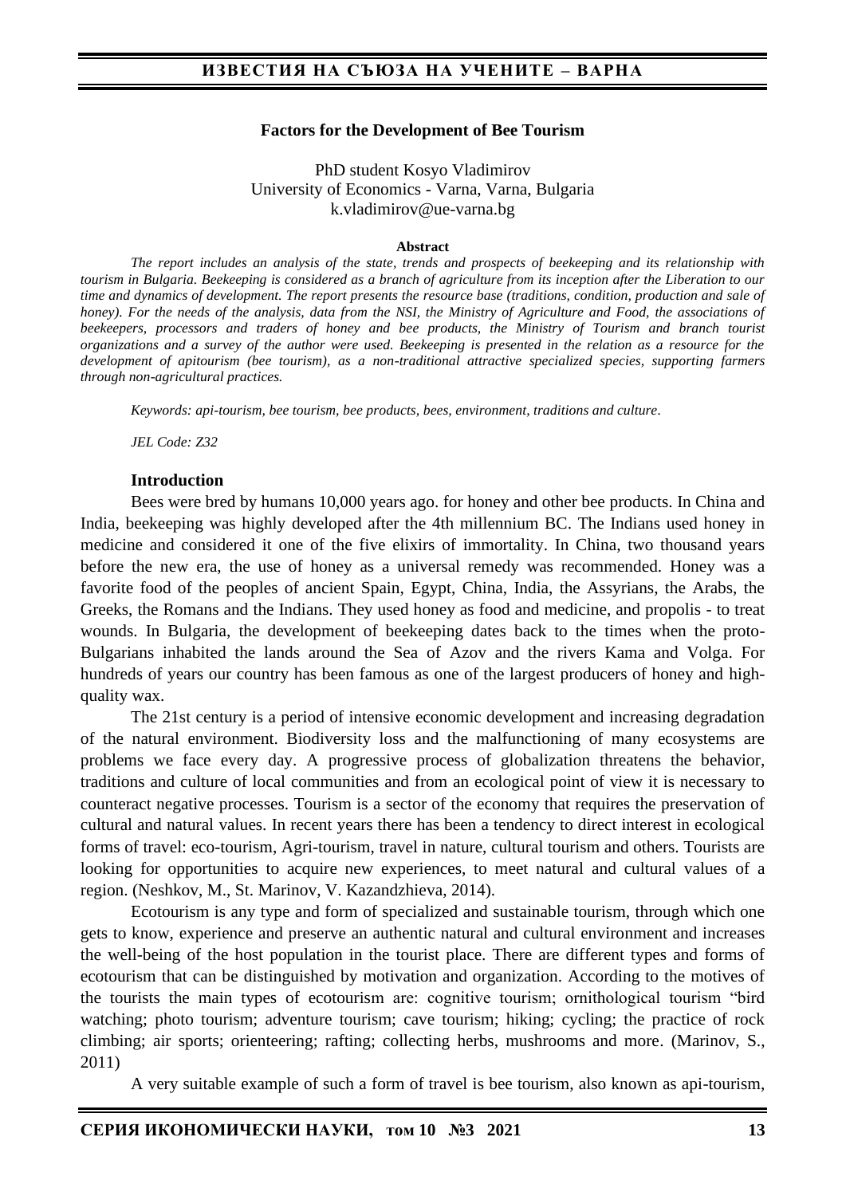# Factors for the Development of Bee Tourism

PhD student Kosyo Vladimirov
University of Economics - Varna, Varna, Bulgaria
k.vladimirov@ue-varna.bg

**Abstract**

*The report includes an analysis of the state, trends and prospects of beekeeping and its relationship with tourism in Bulgaria. Beekeeping is considered as a branch of agriculture from its inception after the Liberation to our time and dynamics of development. The report presents the resource base (traditions, condition, production and sale of honey). For the needs of the analysis, data from the NSI, the Ministry of Agriculture and Food, the associations of beekeepers, processors and traders of honey and bee products, the Ministry of Tourism and branch tourist organizations and a survey of the author were used. Beekeeping is presented in the relation as a resource for the development of apitourism (bee tourism), as a non-traditional attractive specialized species, supporting farmers through non-agricultural practices.*

*Keywords: api-tourism, bee tourism, bee products, bees, environment, traditions and culture.*

*JEL Code: Z32*

## Introduction

Bees were bred by humans 10,000 years ago. for honey and other bee products. In China and India, beekeeping was highly developed after the 4th millennium BC. The Indians used honey in medicine and considered it one of the five elixirs of immortality. In China, two thousand years before the new era, the use of honey as a universal remedy was recommended. Honey was a favorite food of the peoples of ancient Spain, Egypt, China, India, the Assyrians, the Arabs, the Greeks, the Romans and the Indians. They used honey as food and medicine, and propolis - to treat wounds. In Bulgaria, the development of beekeeping dates back to the times when the proto-Bulgarians inhabited the lands around the Sea of Azov and the rivers Kama and Volga. For hundreds of years our country has been famous as one of the largest producers of honey and high-quality wax.

The 21st century is a period of intensive economic development and increasing degradation of the natural environment. Biodiversity loss and the malfunctioning of many ecosystems are problems we face every day. A progressive process of globalization threatens the behavior, traditions and culture of local communities and from an ecological point of view it is necessary to counteract negative processes. Tourism is a sector of the economy that requires the preservation of cultural and natural values. In recent years there has been a tendency to direct interest in ecological forms of travel: eco-tourism, Agri-tourism, travel in nature, cultural tourism and others. Tourists are looking for opportunities to acquire new experiences, to meet natural and cultural values of a region. (Neshkov, M., St. Marinov, V. Kazandzhieva, 2014).

Ecotourism is any type and form of specialized and sustainable tourism, through which one gets to know, experience and preserve an authentic natural and cultural environment and increases the well-being of the host population in the tourist place. There are different types and forms of ecotourism that can be distinguished by motivation and organization. According to the motives of the tourists the main types of ecotourism are: cognitive tourism; ornithological tourism "bird watching; photo tourism; adventure tourism; cave tourism; hiking; cycling; the practice of rock climbing; air sports; orienteering; rafting; collecting herbs, mushrooms and more. (Marinov, S., 2011)

A very suitable example of such a form of travel is bee tourism, also known as api-tourism,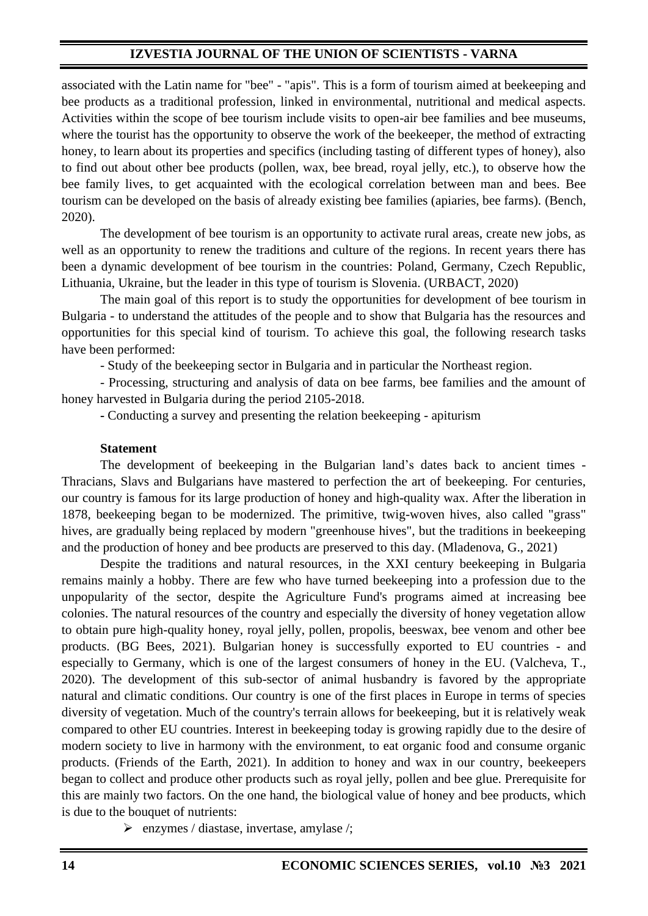associated with the Latin name for "bee" - "apis". This is a form of tourism aimed at beekeeping and bee products as a traditional profession, linked in environmental, nutritional and medical aspects. Activities within the scope of bee tourism include visits to open-air bee families and bee museums, where the tourist has the opportunity to observe the work of the beekeeper, the method of extracting honey, to learn about its properties and specifics (including tasting of different types of honey), also to find out about other bee products (pollen, wax, bee bread, royal jelly, etc.), to observe how the bee family lives, to get acquainted with the ecological correlation between man and bees. Bee tourism can be developed on the basis of already existing bee families (apiaries, bee farms). (Bench, 2020).

The development of bee tourism is an opportunity to activate rural areas, create new jobs, as well as an opportunity to renew the traditions and culture of the regions. In recent years there has been a dynamic development of bee tourism in the countries: Poland, Germany, Czech Republic, Lithuania, Ukraine, but the leader in this type of tourism is Slovenia. (URBACT, 2020)

The main goal of this report is to study the opportunities for development of bee tourism in Bulgaria - to understand the attitudes of the people and to show that Bulgaria has the resources and opportunities for this special kind of tourism. To achieve this goal, the following research tasks have been performed:

- Study of the beekeeping sector in Bulgaria and in particular the Northeast region.

- Processing, structuring and analysis of data on bee farms, bee families and the amount of honey harvested in Bulgaria during the period 2105-2018.

- Conducting a survey and presenting the relation beekeeping - apiturism

**Statement**

The development of beekeeping in the Bulgarian land's dates back to ancient times - Thracians, Slavs and Bulgarians have mastered to perfection the art of beekeeping. For centuries, our country is famous for its large production of honey and high-quality wax. After the liberation in 1878, beekeeping began to be modernized. The primitive, twig-woven hives, also called "grass" hives, are gradually being replaced by modern "greenhouse hives", but the traditions in beekeeping and the production of honey and bee products are preserved to this day. (Mladenova, G., 2021)

Despite the traditions and natural resources, in the XXI century beekeeping in Bulgaria remains mainly a hobby. There are few who have turned beekeeping into a profession due to the unpopularity of the sector, despite the Agriculture Fund's programs aimed at increasing bee colonies. The natural resources of the country and especially the diversity of honey vegetation allow to obtain pure high-quality honey, royal jelly, pollen, propolis, beeswax, bee venom and other bee products. (BG Bees, 2021). Bulgarian honey is successfully exported to EU countries - and especially to Germany, which is one of the largest consumers of honey in the EU. (Valcheva, T., 2020). The development of this sub-sector of animal husbandry is favored by the appropriate natural and climatic conditions. Our country is one of the first places in Europe in terms of species diversity of vegetation. Much of the country's terrain allows for beekeeping, but it is relatively weak compared to other EU countries. Interest in beekeeping today is growing rapidly due to the desire of modern society to live in harmony with the environment, to eat organic food and consume organic products. (Friends of the Earth, 2021). In addition to honey and wax in our country, beekeepers began to collect and produce other products such as royal jelly, pollen and bee glue. Prerequisite for this are mainly two factors. On the one hand, the biological value of honey and bee products, which is due to the bouquet of nutrients:

- enzymes / diastase, invertase, amylase /;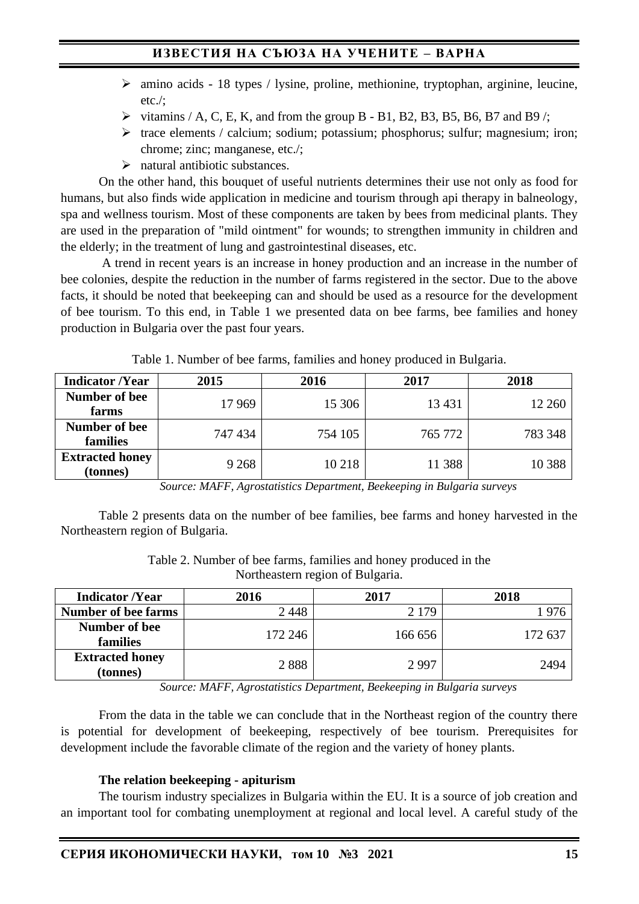- amino acids - 18 types / lysine, proline, methionine, tryptophan, arginine, leucine, etc./;
- vitamins / A, C, E, K, and from the group B - B1, B2, B3, B5, B6, B7 and B9 /;
- trace elements / calcium; sodium; potassium; phosphorus; sulfur; magnesium; iron; chrome; zinc; manganese, etc./;
- natural antibiotic substances.

On the other hand, this bouquet of useful nutrients determines their use not only as food for humans, but also finds wide application in medicine and tourism through api therapy in balneology, spa and wellness tourism. Most of these components are taken by bees from medicinal plants. They are used in the preparation of "mild ointment" for wounds; to strengthen immunity in children and the elderly; in the treatment of lung and gastrointestinal diseases, etc.

A trend in recent years is an increase in honey production and an increase in the number of bee colonies, despite the reduction in the number of farms registered in the sector. Due to the above facts, it should be noted that beekeeping can and should be used as a resource for the development of bee tourism. To this end, in Table 1 we presented data on bee farms, bee families and honey production in Bulgaria over the past four years.

Table 1. Number of bee farms, families and honey produced in Bulgaria.

| Indicator /Year | 2015 | 2016 | 2017 | 2018 |
|---|---|---|---|---|
| Number of bee farms | 17 969 | 15 306 | 13 431 | 12 260 |
| Number of bee families | 747 434 | 754 105 | 765 772 | 783 348 |
| Extracted honey (tonnes) | 9 268 | 10 218 | 11 388 | 10 388 |

*Source: MAFF, Agrostatistics Department, Beekeeping in Bulgaria surveys*

Table 2 presents data on the number of bee families, bee farms and honey harvested in the Northeastern region of Bulgaria.

Table 2. Number of bee farms, families and honey produced in the Northeastern region of Bulgaria.

| Indicator /Year | 2016 | 2017 | 2018 |
|---|---|---|---|
| Number of bee farms | 2 448 | 2 179 | 1 976 |
| Number of bee families | 172 246 | 166 656 | 172 637 |
| Extracted honey (tonnes) | 2 888 | 2 997 | 2494 |

*Source: MAFF, Agrostatistics Department, Beekeeping in Bulgaria surveys*

From the data in the table we can conclude that in the Northeast region of the country there is potential for development of beekeeping, respectively of bee tourism. Prerequisites for development include the favorable climate of the region and the variety of honey plants.

### The relation beekeeping - apiturism

The tourism industry specializes in Bulgaria within the EU. It is a source of job creation and an important tool for combating unemployment at regional and local level. A careful study of the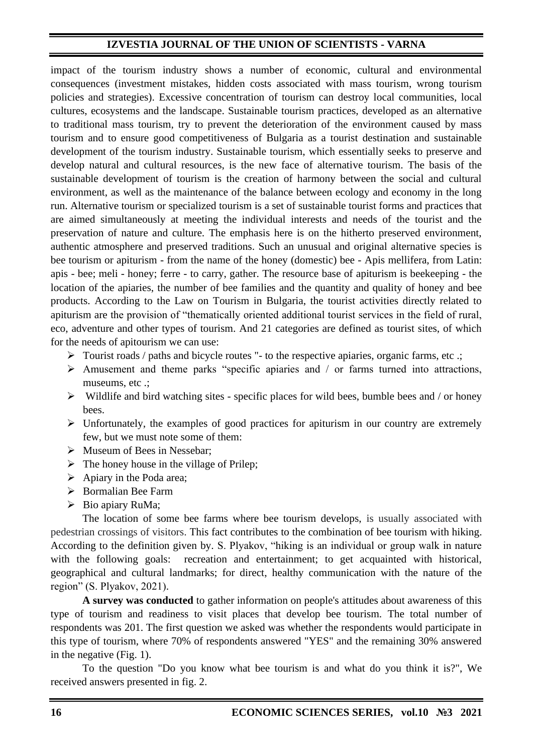impact of the tourism industry shows a number of economic, cultural and environmental consequences (investment mistakes, hidden costs associated with mass tourism, wrong tourism policies and strategies). Excessive concentration of tourism can destroy local communities, local cultures, ecosystems and the landscape. Sustainable tourism practices, developed as an alternative to traditional mass tourism, try to prevent the deterioration of the environment caused by mass tourism and to ensure good competitiveness of Bulgaria as a tourist destination and sustainable development of the tourism industry. Sustainable tourism, which essentially seeks to preserve and develop natural and cultural resources, is the new face of alternative tourism. The basis of the sustainable development of tourism is the creation of harmony between the social and cultural environment, as well as the maintenance of the balance between ecology and economy in the long run. Alternative tourism or specialized tourism is a set of sustainable tourist forms and practices that are aimed simultaneously at meeting the individual interests and needs of the tourist and the preservation of nature and culture. The emphasis here is on the hitherto preserved environment, authentic atmosphere and preserved traditions. Such an unusual and original alternative species is bee tourism or apiturism - from the name of the honey (domestic) bee - Apis mellifera, from Latin: apis - bee; meli - honey; ferre - to carry, gather. The resource base of apiturism is beekeeping - the location of the apiaries, the number of bee families and the quantity and quality of honey and bee products. According to the Law on Tourism in Bulgaria, the tourist activities directly related to apiturism are the provision of "thematically oriented additional tourist services in the field of rural, eco, adventure and other types of tourism. And 21 categories are defined as tourist sites, of which for the needs of apitourism we can use:

- Tourist roads / paths and bicycle routes "- to the respective apiaries, organic farms, etc .;
- Amusement and theme parks "specific apiaries and / or farms turned into attractions, museums, etc .;
- Wildlife and bird watching sites - specific places for wild bees, bumble bees and / or honey bees.
- Unfortunately, the examples of good practices for apiturism in our country are extremely few, but we must note some of them:
- Museum of Bees in Nessebar;
- The honey house in the village of Prilep;
- Apiary in the Poda area;
- Bormalian Bee Farm
- Bio apiary RuMa;

The location of some bee farms where bee tourism develops, is usually associated with pedestrian crossings of visitors. This fact contributes to the combination of bee tourism with hiking. According to the definition given by. S. Plyakov, "hiking is an individual or group walk in nature with the following goals: recreation and entertainment; to get acquainted with historical, geographical and cultural landmarks; for direct, healthy communication with the nature of the region" (S. Plyakov, 2021).

**A survey was conducted** to gather information on people's attitudes about awareness of this type of tourism and readiness to visit places that develop bee tourism. The total number of respondents was 201. The first question we asked was whether the respondents would participate in this type of tourism, where 70% of respondents answered "YES" and the remaining 30% answered in the negative (Fig. 1).

To the question "Do you know what bee tourism is and what do you think it is?", We received answers presented in fig. 2.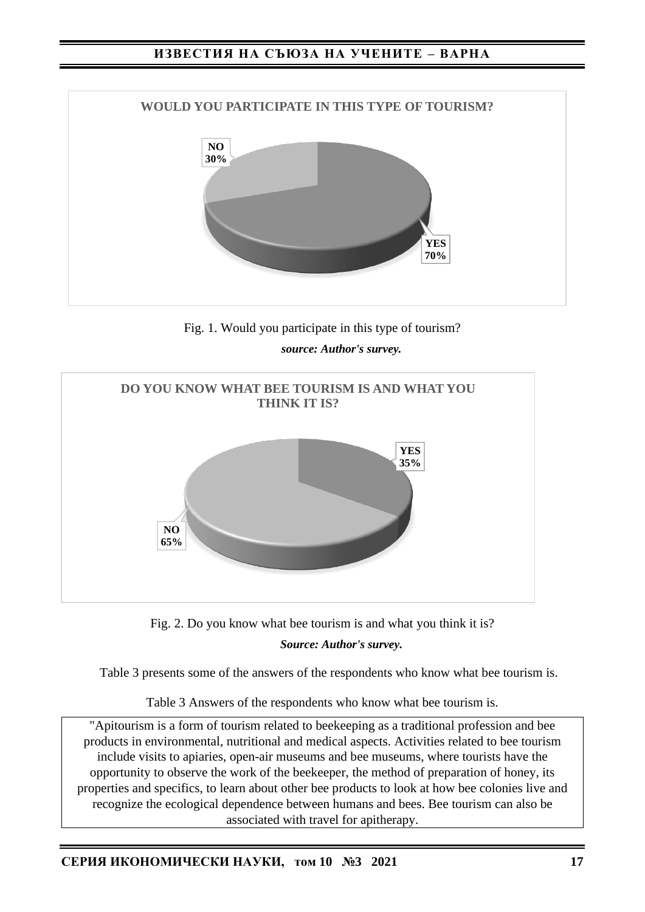**WOULD YOU PARTICIPATE IN THIS TYPE OF TOURISM?**

NO 30%

YES 70%

Fig. 1. Would you participate in this type of tourism?

***source: Author's survey.***

**DO YOU KNOW WHAT BEE TOURISM IS AND WHAT YOU THINK IT IS?**

YES 35%

NO 65%

Fig. 2. Do you know what bee tourism is and what you think it is?

***Source: Author's survey.***

Table 3 presents some of the answers of the respondents who know what bee tourism is.

Table 3 Answers of the respondents who know what bee tourism is.

| "Apitourism is a form of tourism related to beekeeping as a traditional profession and bee products in environmental, nutritional and medical aspects. Activities related to bee tourism include visits to apiaries, open-air museums and bee museums, where tourists have the opportunity to observe the work of the beekeeper, the method of preparation of honey, its properties and specifics, to learn about other bee products to look at how bee colonies live and recognize the ecological dependence between humans and bees. Bee tourism can also be associated with travel for apitherapy. |
|---|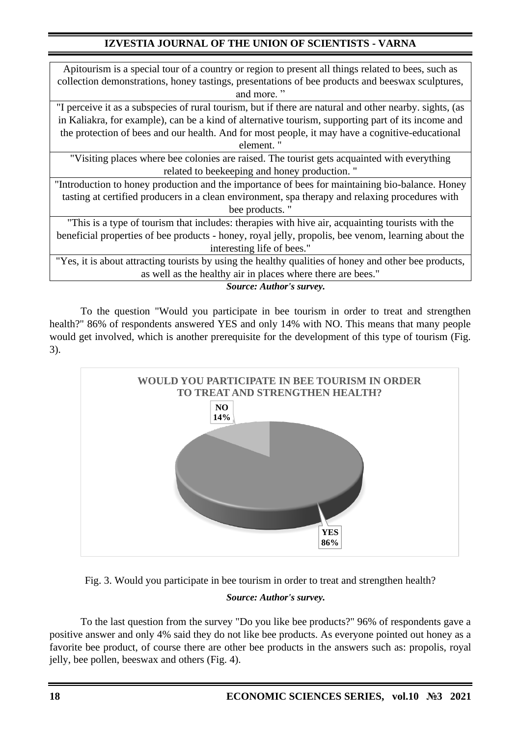| Apitourism is a special tour of a country or region to present all things related to bees, such as collection demonstrations, honey tastings, presentations of bee products and beeswax sculptures, and more. " |
|---|
| "I perceive it as a subspecies of rural tourism, but if there are natural and other nearby. sights, (as in Kaliakra, for example), can be a kind of alternative tourism, supporting part of its income and the protection of bees and our health. And for most people, it may have a cognitive-educational element. " |
| "Visiting places where bee colonies are raised. The tourist gets acquainted with everything related to beekeeping and honey production. " |
| "Introduction to honey production and the importance of bees for maintaining bio-balance. Honey tasting at certified producers in a clean environment, spa therapy and relaxing procedures with bee products. " |
| "This is a type of tourism that includes: therapies with hive air, acquainting tourists with the beneficial properties of bee products - honey, royal jelly, propolis, bee venom, learning about the interesting life of bees." |
| "Yes, it is about attracting tourists by using the healthy qualities of honey and other bee products, as well as the healthy air in places where there are bees." |

***Source: Author's survey.***

To the question "Would you participate in bee tourism in order to treat and strengthen health?" 86% of respondents answered YES and only 14% with NO. This means that many people would get involved, which is another prerequisite for the development of this type of tourism (Fig. 3).

Fig. 3. Would you participate in bee tourism in order to treat and strengthen health?

***Source: Author's survey.***

To the last question from the survey "Do you like bee products?" 96% of respondents gave a positive answer and only 4% said they do not like bee products. As everyone pointed out honey as a favorite bee product, of course there are other bee products in the answers such as: propolis, royal jelly, bee pollen, beeswax and others (Fig. 4).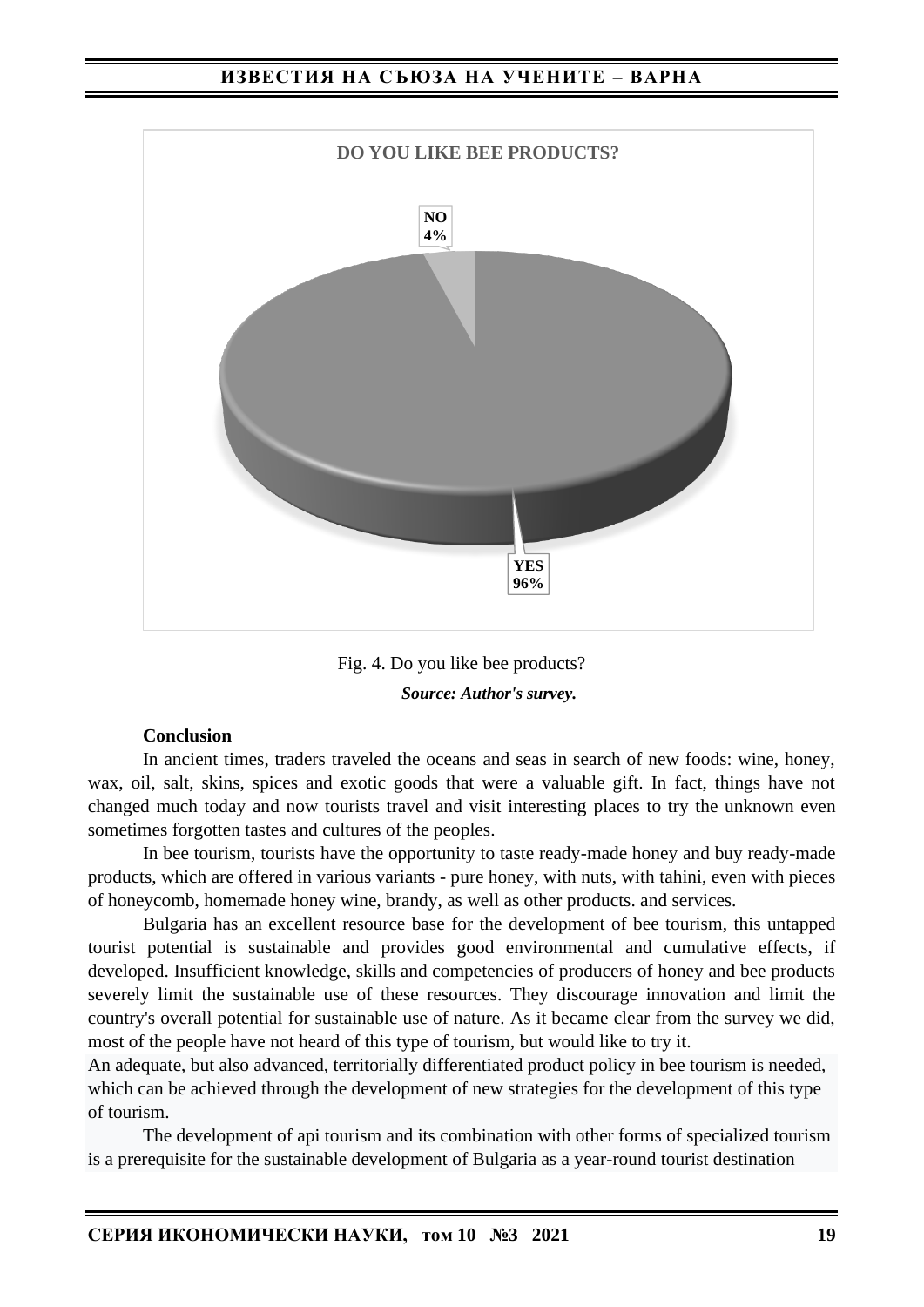DO YOU LIKE BEE PRODUCTS?

NO 4%

YES 96%

Fig. 4. Do you like bee products?

***Source: Author's survey.***

**Conclusion**

In ancient times, traders traveled the oceans and seas in search of new foods: wine, honey, wax, oil, salt, skins, spices and exotic goods that were a valuable gift. In fact, things have not changed much today and now tourists travel and visit interesting places to try the unknown even sometimes forgotten tastes and cultures of the peoples.

In bee tourism, tourists have the opportunity to taste ready-made honey and buy ready-made products, which are offered in various variants - pure honey, with nuts, with tahini, even with pieces of honeycomb, homemade honey wine, brandy, as well as other products. and services.

Bulgaria has an excellent resource base for the development of bee tourism, this untapped tourist potential is sustainable and provides good environmental and cumulative effects, if developed. Insufficient knowledge, skills and competencies of producers of honey and bee products severely limit the sustainable use of these resources. They discourage innovation and limit the country's overall potential for sustainable use of nature. As it became clear from the survey we did, most of the people have not heard of this type of tourism, but would like to try it.

An adequate, but also advanced, territorially differentiated product policy in bee tourism is needed, which can be achieved through the development of new strategies for the development of this type of tourism.

The development of api tourism and its combination with other forms of specialized tourism is a prerequisite for the sustainable development of Bulgaria as a year-round tourist destination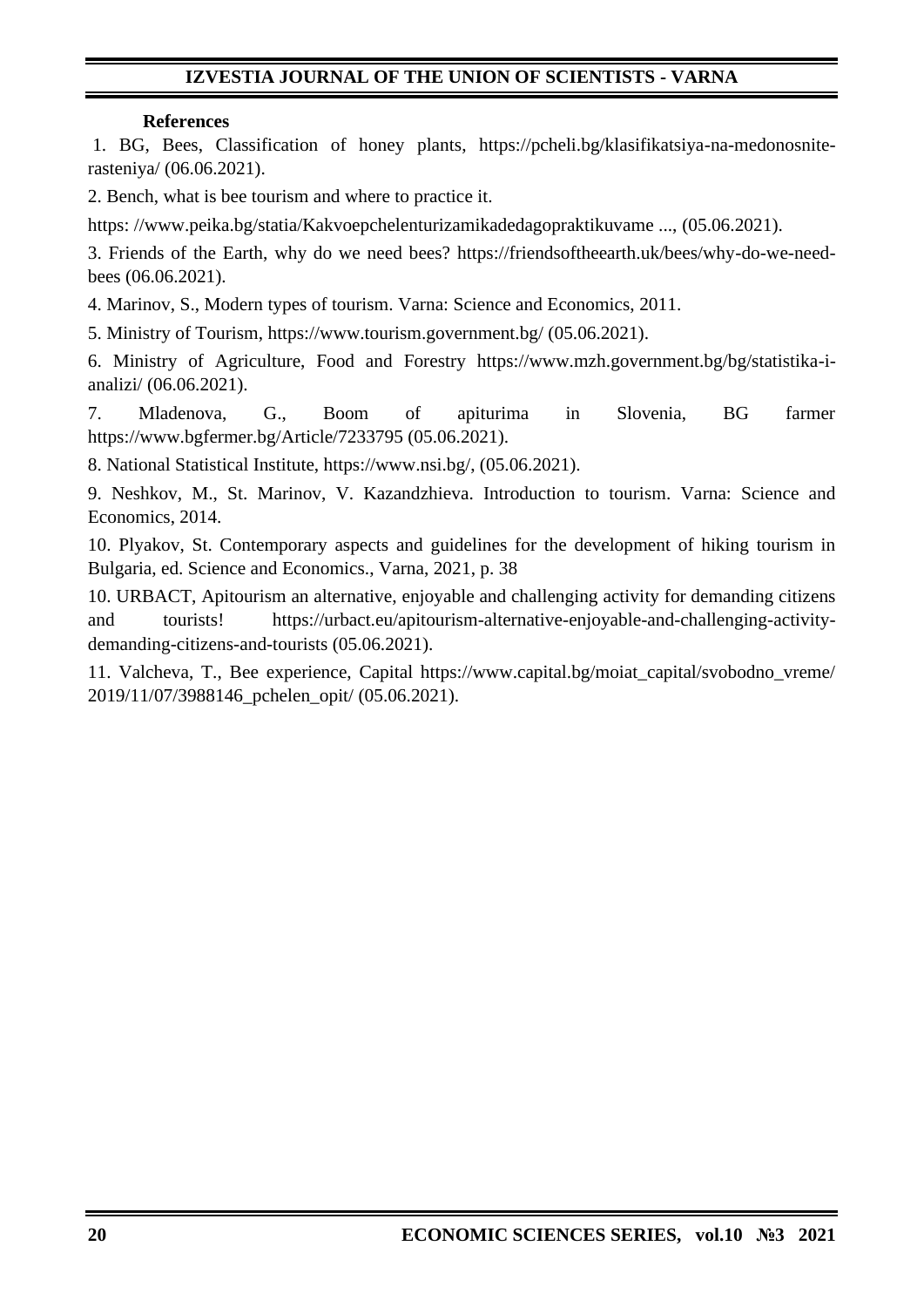**References**

1. BG, Bees, Classification of honey plants, https://pcheli.bg/klasifikatsiya-na-medonosnite-rasteniya/ (06.06.2021).

2. Bench, what is bee tourism and where to practice it.

https: //www.peika.bg/statia/Kakvoepchelenturizamikadedagopraktikuvame ..., (05.06.2021).

3. Friends of the Earth, why do we need bees? https://friendsoftheearth.uk/bees/why-do-we-need-bees (06.06.2021).

4. Marinov, S., Modern types of tourism. Varna: Science and Economics, 2011.

5. Ministry of Tourism, https://www.tourism.government.bg/ (05.06.2021).

6. Ministry of Agriculture, Food and Forestry https://www.mzh.government.bg/bg/statistika-i-analizi/ (06.06.2021).

7. Mladenova, G., Boom of apiturima in Slovenia, BG farmer https://www.bgfermer.bg/Article/7233795 (05.06.2021).

8. National Statistical Institute, https://www.nsi.bg/, (05.06.2021).

9. Neshkov, M., St. Marinov, V. Kazandzhieva. Introduction to tourism. Varna: Science and Economics, 2014.

10. Plyakov, St. Contemporary aspects and guidelines for the development of hiking tourism in Bulgaria, ed. Science and Economics., Varna, 2021, p. 38

10. URBACT, Apitourism an alternative, enjoyable and challenging activity for demanding citizens and tourists! https://urbact.eu/apitourism-alternative-enjoyable-and-challenging-activity-demanding-citizens-and-tourists (05.06.2021).

11. Valcheva, T., Bee experience, Capital https://www.capital.bg/moiat_capital/svobodno_vreme/2019/11/07/3988146_pchelen_opit/ (05.06.2021).